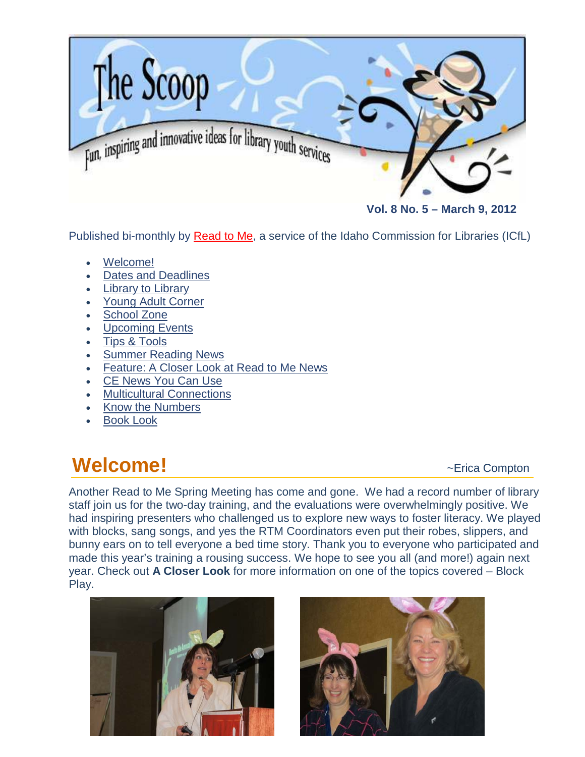# The Scoop

Fun, inspiring and innovative ideas for library youth services

**Vol. 8 No. 5 – March 9, 2012**

Published bi-monthly by Read to Me, a service of the Idaho Commission for Libraries (ICfL)

- Welcome!
- Dates and Deadlines
- Library to Library
- Young Adult Corner
- School Zone
- Upcoming Events
- Tips & Tools
- Summer Reading News
- Feature: A Closer Look at Read to Me News
- CE News You Can Use
- Multicultural Connections
- Know the Numbers
- Book Look

## Welcome!

~Erica Compton

Another Read to Me Spring Meeting has come and gone. We had a record number of library staff join us for the two-day training, and the evaluations were overwhelmingly positive. We had inspiring presenters who challenged us to explore new ways to foster literacy. We played with blocks, sang songs, and yes the RTM Coordinators even put their robes, slippers, and bunny ears on to tell everyone a bed time story. Thank you to everyone who participated and made this year's training a rousing success. We hope to see you all (and more!) again next year. Check out **A Closer Look** for more information on one of the topics covered – Block Play.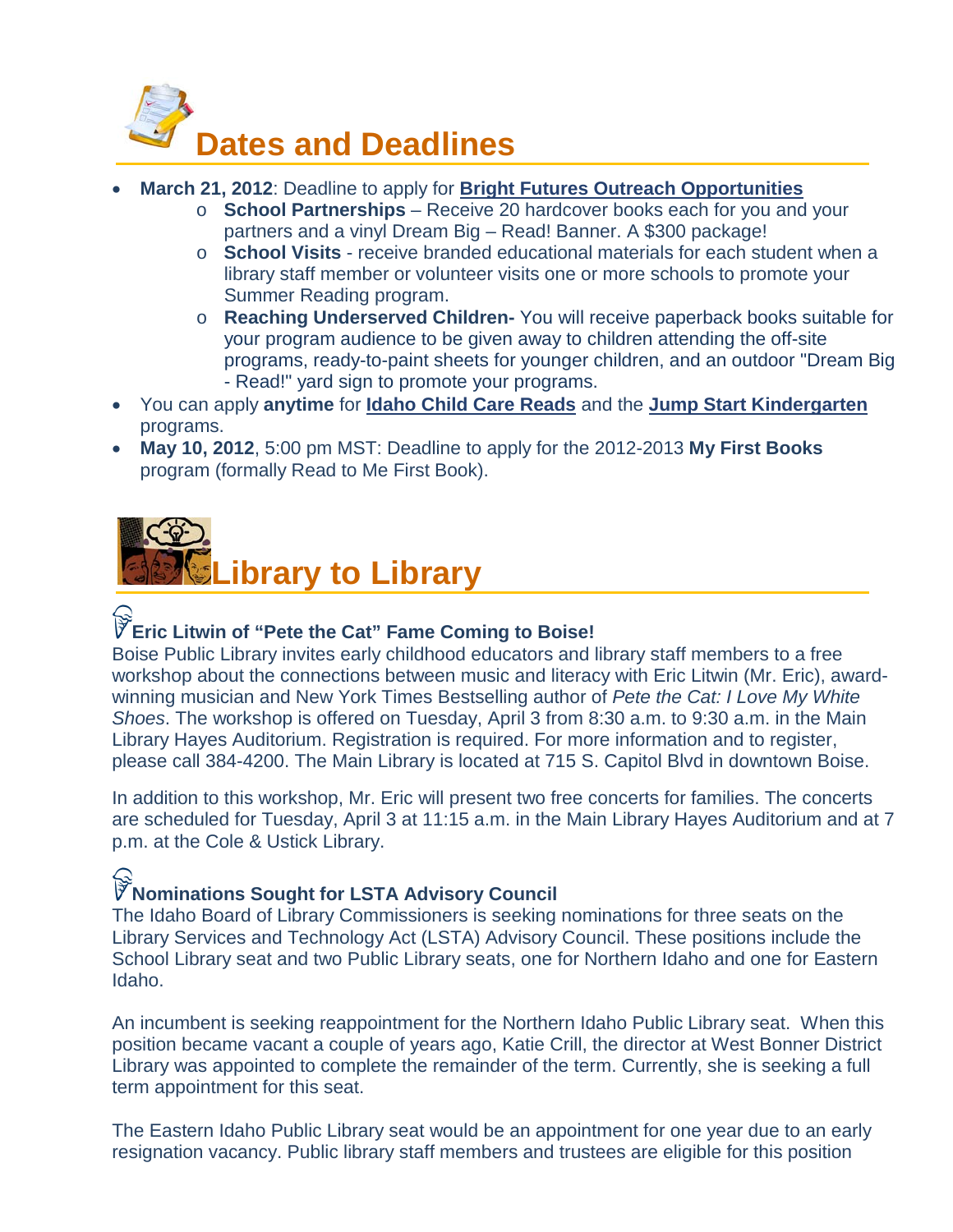# Dates and Deadlines

- **March 21, 2012**: Deadline to apply for **Bright Futures Outreach Opportunities**
  - **School Partnerships** – Receive 20 hardcover books each for you and your partners and a vinyl Dream Big – Read! Banner. A $300 package!
  - **School Visits** - receive branded educational materials for each student when a library staff member or volunteer visits one or more schools to promote your Summer Reading program.
  - **Reaching Underserved Children-** You will receive paperback books suitable for your program audience to be given away to children attending the off-site programs, ready-to-paint sheets for younger children, and an outdoor "Dream Big - Read!" yard sign to promote your programs.
- You can apply **anytime** for **Idaho Child Care Reads** and the **Jump Start Kindergarten** programs.
- **May 10, 2012**, 5:00 pm MST: Deadline to apply for the 2012-2013 **My First Books** program (formally Read to Me First Book).

# Library to Library

### Eric Litwin of "Pete the Cat" Fame Coming to Boise!

Boise Public Library invites early childhood educators and library staff members to a free workshop about the connections between music and literacy with Eric Litwin (Mr. Eric), award-winning musician and New York Times Bestselling author of *Pete the Cat: I Love My White Shoes*. The workshop is offered on Tuesday, April 3 from 8:30 a.m. to 9:30 a.m. in the Main Library Hayes Auditorium. Registration is required. For more information and to register, please call 384-4200. The Main Library is located at 715 S. Capitol Blvd in downtown Boise.

In addition to this workshop, Mr. Eric will present two free concerts for families. The concerts are scheduled for Tuesday, April 3 at 11:15 a.m. in the Main Library Hayes Auditorium and at 7 p.m. at the Cole & Ustick Library.

### Nominations Sought for LSTA Advisory Council

The Idaho Board of Library Commissioners is seeking nominations for three seats on the Library Services and Technology Act (LSTA) Advisory Council. These positions include the School Library seat and two Public Library seats, one for Northern Idaho and one for Eastern Idaho.

An incumbent is seeking reappointment for the Northern Idaho Public Library seat. When this position became vacant a couple of years ago, Katie Crill, the director at West Bonner District Library was appointed to complete the remainder of the term. Currently, she is seeking a full term appointment for this seat.

The Eastern Idaho Public Library seat would be an appointment for one year due to an early resignation vacancy. Public library staff members and trustees are eligible for this position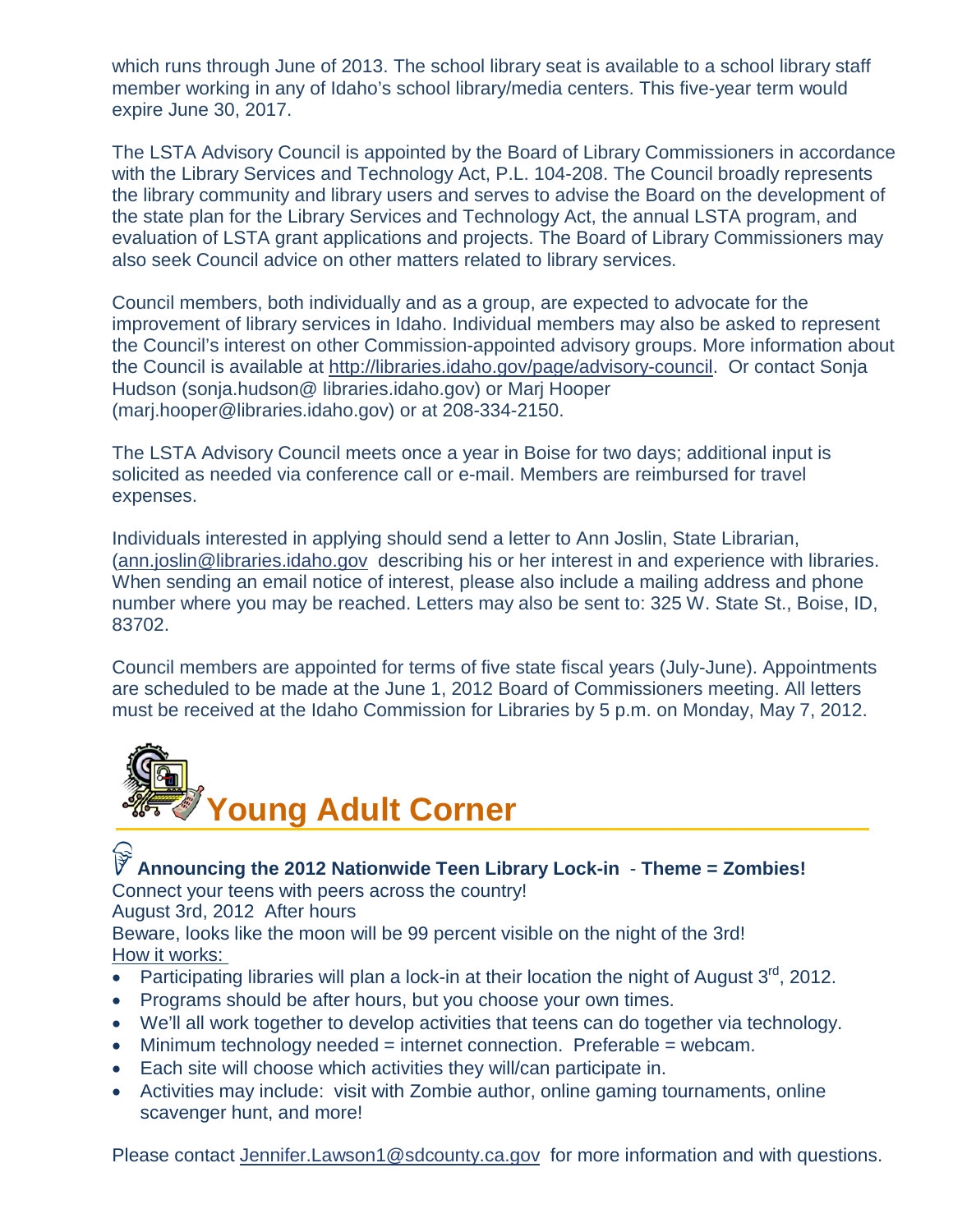which runs through June of 2013. The school library seat is available to a school library staff member working in any of Idaho's school library/media centers. This five-year term would expire June 30, 2017.

The LSTA Advisory Council is appointed by the Board of Library Commissioners in accordance with the Library Services and Technology Act, P.L. 104-208. The Council broadly represents the library community and library users and serves to advise the Board on the development of the state plan for the Library Services and Technology Act, the annual LSTA program, and evaluation of LSTA grant applications and projects. The Board of Library Commissioners may also seek Council advice on other matters related to library services.

Council members, both individually and as a group, are expected to advocate for the improvement of library services in Idaho. Individual members may also be asked to represent the Council's interest on other Commission-appointed advisory groups. More information about the Council is available at http://libraries.idaho.gov/page/advisory-council. Or contact Sonja Hudson (sonja.hudson@ libraries.idaho.gov) or Marj Hooper (marj.hooper@libraries.idaho.gov) or at 208-334-2150.

The LSTA Advisory Council meets once a year in Boise for two days; additional input is solicited as needed via conference call or e-mail. Members are reimbursed for travel expenses.

Individuals interested in applying should send a letter to Ann Joslin, State Librarian, (ann.joslin@libraries.idaho.gov describing his or her interest in and experience with libraries. When sending an email notice of interest, please also include a mailing address and phone number where you may be reached. Letters may also be sent to: 325 W. State St., Boise, ID, 83702.

Council members are appointed for terms of five state fiscal years (July-June). Appointments are scheduled to be made at the June 1, 2012 Board of Commissioners meeting. All letters must be received at the Idaho Commission for Libraries by 5 p.m. on Monday, May 7, 2012.

# Young Adult Corner

**Announcing the 2012 Nationwide Teen Library Lock-in** - **Theme = Zombies!**

Connect your teens with peers across the country!

August 3rd, 2012 After hours

Beware, looks like the moon will be 99 percent visible on the night of the 3rd!

How it works:

- Participating libraries will plan a lock-in at their location the night of August 3rd, 2012.
- Programs should be after hours, but you choose your own times.
- We'll all work together to develop activities that teens can do together via technology.
- Minimum technology needed = internet connection. Preferable = webcam.
- Each site will choose which activities they will/can participate in.
- Activities may include: visit with Zombie author, online gaming tournaments, online scavenger hunt, and more!

Please contact Jennifer.Lawson1@sdcounty.ca.gov for more information and with questions.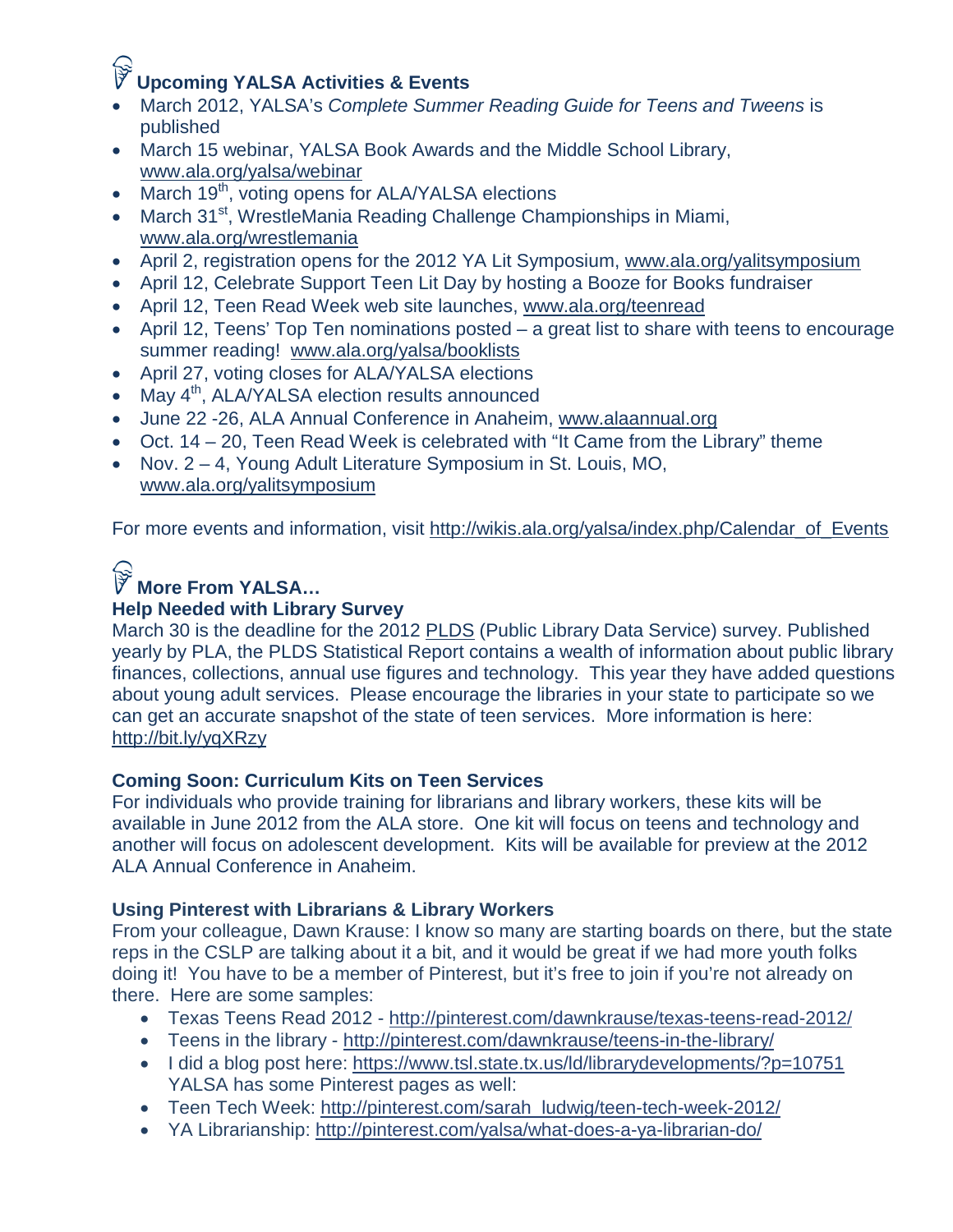## Upcoming YALSA Activities & Events

- March 2012, YALSA's *Complete Summer Reading Guide for Teens and Tweens* is published
- March 15 webinar, YALSA Book Awards and the Middle School Library, www.ala.org/yalsa/webinar
- March 19th, voting opens for ALA/YALSA elections
- March 31st, WrestleMania Reading Challenge Championships in Miami, www.ala.org/wrestlemania
- April 2, registration opens for the 2012 YA Lit Symposium, www.ala.org/yalitsymposium
- April 12, Celebrate Support Teen Lit Day by hosting a Booze for Books fundraiser
- April 12, Teen Read Week web site launches, www.ala.org/teenread
- April 12, Teens' Top Ten nominations posted – a great list to share with teens to encourage summer reading! www.ala.org/yalsa/booklists
- April 27, voting closes for ALA/YALSA elections
- May 4th, ALA/YALSA election results announced
- June 22 -26, ALA Annual Conference in Anaheim, www.alaannual.org
- Oct. 14 – 20, Teen Read Week is celebrated with "It Came from the Library" theme
- Nov. 2 – 4, Young Adult Literature Symposium in St. Louis, MO, www.ala.org/yalitsymposium

For more events and information, visit http://wikis.ala.org/yalsa/index.php/Calendar_of_Events

## More From YALSA…

### Help Needed with Library Survey

March 30 is the deadline for the 2012 PLDS (Public Library Data Service) survey. Published yearly by PLA, the PLDS Statistical Report contains a wealth of information about public library finances, collections, annual use figures and technology. This year they have added questions about young adult services. Please encourage the libraries in your state to participate so we can get an accurate snapshot of the state of teen services. More information is here: http://bit.ly/yqXRzy

### Coming Soon: Curriculum Kits on Teen Services

For individuals who provide training for librarians and library workers, these kits will be available in June 2012 from the ALA store. One kit will focus on teens and technology and another will focus on adolescent development. Kits will be available for preview at the 2012 ALA Annual Conference in Anaheim.

### Using Pinterest with Librarians & Library Workers

From your colleague, Dawn Krause: I know so many are starting boards on there, but the state reps in the CSLP are talking about it a bit, and it would be great if we had more youth folks doing it! You have to be a member of Pinterest, but it's free to join if you're not already on there. Here are some samples:

- Texas Teens Read 2012 - http://pinterest.com/dawnkrause/texas-teens-read-2012/
- Teens in the library - http://pinterest.com/dawnkrause/teens-in-the-library/
- I did a blog post here: https://www.tsl.state.tx.us/ld/librarydevelopments/?p=10751
  YALSA has some Pinterest pages as well:
- Teen Tech Week: http://pinterest.com/sarah_ludwig/teen-tech-week-2012/
- YA Librarianship: http://pinterest.com/yalsa/what-does-a-ya-librarian-do/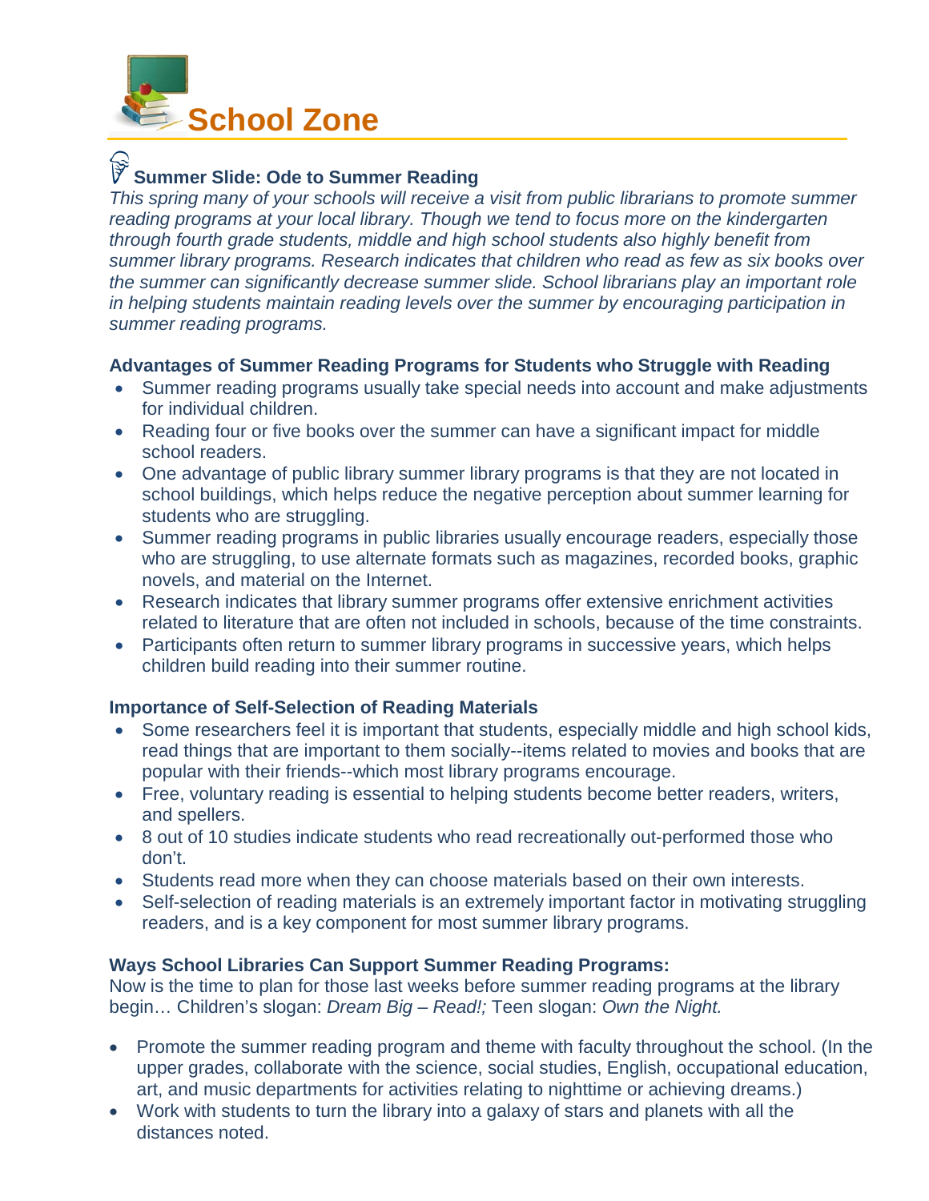# School Zone

## Summer Slide: Ode to Summer Reading

*This spring many of your schools will receive a visit from public librarians to promote summer reading programs at your local library. Though we tend to focus more on the kindergarten through fourth grade students, middle and high school students also highly benefit from summer library programs. Research indicates that children who read as few as six books over the summer can significantly decrease summer slide. School librarians play an important role in helping students maintain reading levels over the summer by encouraging participation in summer reading programs.*

### Advantages of Summer Reading Programs for Students who Struggle with Reading

- Summer reading programs usually take special needs into account and make adjustments for individual children.
- Reading four or five books over the summer can have a significant impact for middle school readers.
- One advantage of public library summer library programs is that they are not located in school buildings, which helps reduce the negative perception about summer learning for students who are struggling.
- Summer reading programs in public libraries usually encourage readers, especially those who are struggling, to use alternate formats such as magazines, recorded books, graphic novels, and material on the Internet.
- Research indicates that library summer programs offer extensive enrichment activities related to literature that are often not included in schools, because of the time constraints.
- Participants often return to summer library programs in successive years, which helps children build reading into their summer routine.

### Importance of Self-Selection of Reading Materials

- Some researchers feel it is important that students, especially middle and high school kids, read things that are important to them socially--items related to movies and books that are popular with their friends--which most library programs encourage.
- Free, voluntary reading is essential to helping students become better readers, writers, and spellers.
- 8 out of 10 studies indicate students who read recreationally out-performed those who don't.
- Students read more when they can choose materials based on their own interests.
- Self-selection of reading materials is an extremely important factor in motivating struggling readers, and is a key component for most summer library programs.

### Ways School Libraries Can Support Summer Reading Programs:

Now is the time to plan for those last weeks before summer reading programs at the library begin… Children's slogan: *Dream Big – Read!;* Teen slogan: *Own the Night.*

- Promote the summer reading program and theme with faculty throughout the school. (In the upper grades, collaborate with the science, social studies, English, occupational education, art, and music departments for activities relating to nighttime or achieving dreams.)
- Work with students to turn the library into a galaxy of stars and planets with all the distances noted.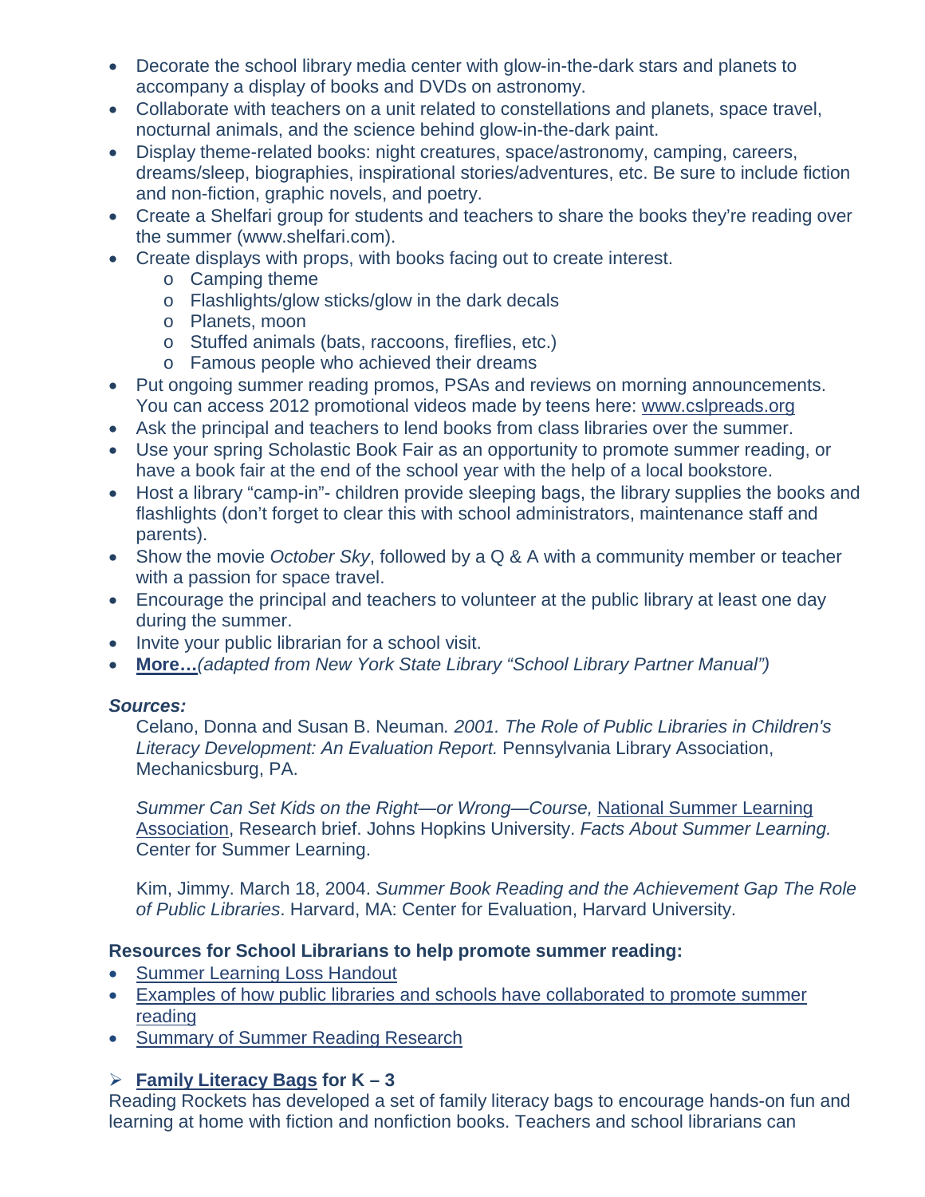- Decorate the school library media center with glow-in-the-dark stars and planets to accompany a display of books and DVDs on astronomy.
- Collaborate with teachers on a unit related to constellations and planets, space travel, nocturnal animals, and the science behind glow-in-the-dark paint.
- Display theme-related books: night creatures, space/astronomy, camping, careers, dreams/sleep, biographies, inspirational stories/adventures, etc. Be sure to include fiction and non-fiction, graphic novels, and poetry.
- Create a Shelfari group for students and teachers to share the books they're reading over the summer (www.shelfari.com).
- Create displays with props, with books facing out to create interest.
    - Camping theme
    - Flashlights/glow sticks/glow in the dark decals
    - Planets, moon
    - Stuffed animals (bats, raccoons, fireflies, etc.)
    - Famous people who achieved their dreams
- Put ongoing summer reading promos, PSAs and reviews on morning announcements. You can access 2012 promotional videos made by teens here: www.cslpreads.org
- Ask the principal and teachers to lend books from class libraries over the summer.
- Use your spring Scholastic Book Fair as an opportunity to promote summer reading, or have a book fair at the end of the school year with the help of a local bookstore.
- Host a library "camp-in"- children provide sleeping bags, the library supplies the books and flashlights (don't forget to clear this with school administrators, maintenance staff and parents).
- Show the movie *October Sky*, followed by a Q & A with a community member or teacher with a passion for space travel.
- Encourage the principal and teachers to volunteer at the public library at least one day during the summer.
- Invite your public librarian for a school visit.
- **More…***(adapted from New York State Library "School Library Partner Manual")*

***Sources:***

Celano, Donna and Susan B. Neuman*. 2001. The Role of Public Libraries in Children's Literacy Development: An Evaluation Report.* Pennsylvania Library Association, Mechanicsburg, PA.

*Summer Can Set Kids on the Right—or Wrong—Course,* National Summer Learning Association, Research brief. Johns Hopkins University. *Facts About Summer Learning.* Center for Summer Learning.

Kim, Jimmy. March 18, 2004. *Summer Book Reading and the Achievement Gap The Role of Public Libraries*. Harvard, MA: Center for Evaluation, Harvard University.

**Resources for School Librarians to help promote summer reading:**

- Summer Learning Loss Handout
- Examples of how public libraries and schools have collaborated to promote summer reading
- Summary of Summer Reading Research

➢ **Family Literacy Bags for K – 3**

Reading Rockets has developed a set of family literacy bags to encourage hands-on fun and learning at home with fiction and nonfiction books. Teachers and school librarians can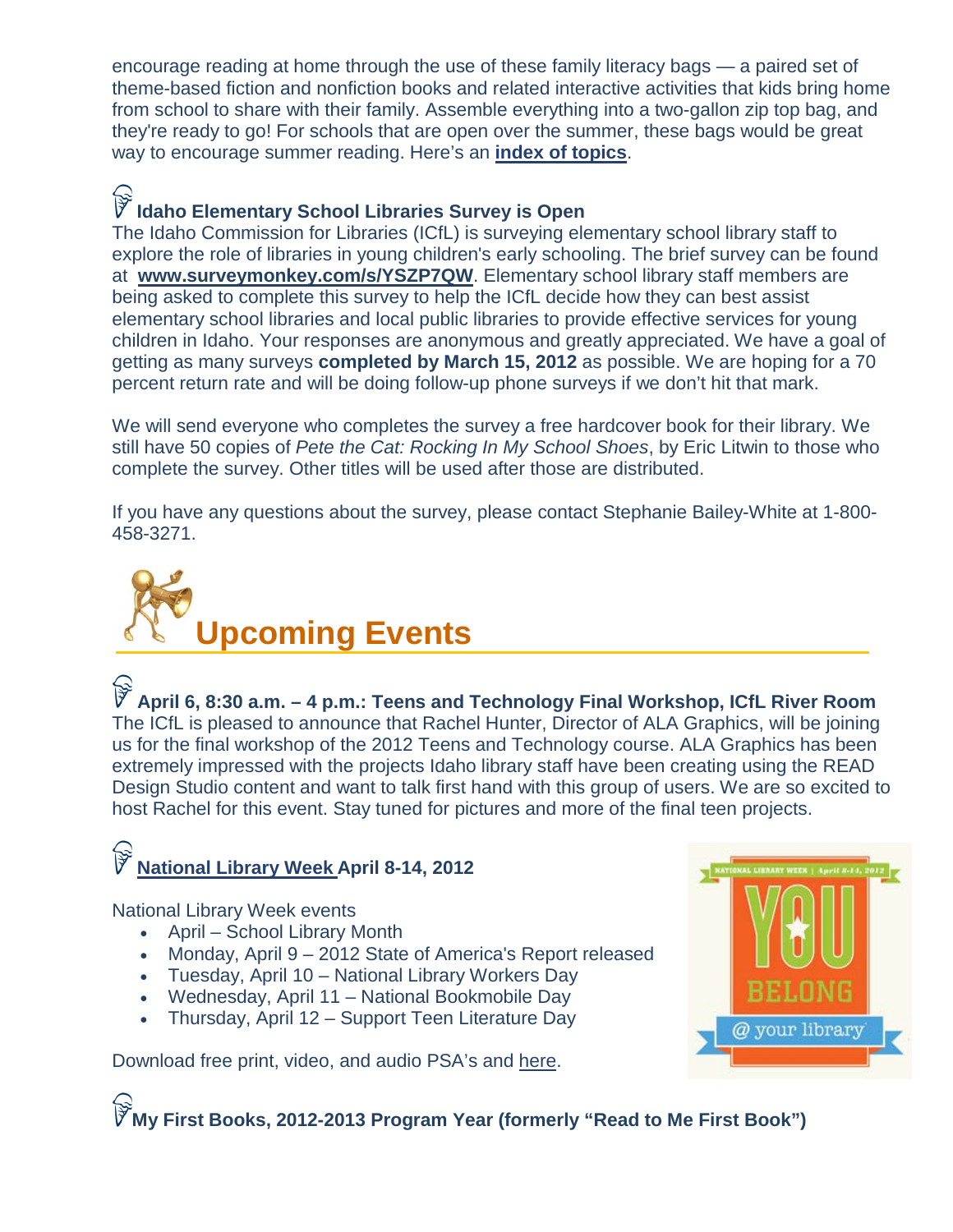encourage reading at home through the use of these family literacy bags — a paired set of theme-based fiction and nonfiction books and related interactive activities that kids bring home from school to share with their family. Assemble everything into a two-gallon zip top bag, and they're ready to go! For schools that are open over the summer, these bags would be great way to encourage summer reading. Here's an **index of topics**.

### Idaho Elementary School Libraries Survey is Open

The Idaho Commission for Libraries (ICfL) is surveying elementary school library staff to explore the role of libraries in young children's early schooling. The brief survey can be found at **www.surveymonkey.com/s/YSZP7QW**. Elementary school library staff members are being asked to complete this survey to help the ICfL decide how they can best assist elementary school libraries and local public libraries to provide effective services for young children in Idaho. Your responses are anonymous and greatly appreciated. We have a goal of getting as many surveys **completed by March 15, 2012** as possible. We are hoping for a 70 percent return rate and will be doing follow-up phone surveys if we don't hit that mark.

We will send everyone who completes the survey a free hardcover book for their library. We still have 50 copies of *Pete the Cat: Rocking In My School Shoes*, by Eric Litwin to those who complete the survey. Other titles will be used after those are distributed.

If you have any questions about the survey, please contact Stephanie Bailey-White at 1-800-458-3271.

## Upcoming Events

### April 6, 8:30 a.m. – 4 p.m.: Teens and Technology Final Workshop, ICfL River Room

The ICfL is pleased to announce that Rachel Hunter, Director of ALA Graphics, will be joining us for the final workshop of the 2012 Teens and Technology course. ALA Graphics has been extremely impressed with the projects Idaho library staff have been creating using the READ Design Studio content and want to talk first hand with this group of users. We are so excited to host Rachel for this event. Stay tuned for pictures and more of the final teen projects.

### National Library Week April 8-14, 2012

National Library Week events

- April – School Library Month
- Monday, April 9 – 2012 State of America's Report released
- Tuesday, April 10 – National Library Workers Day
- Wednesday, April 11 – National Bookmobile Day
- Thursday, April 12 – Support Teen Literature Day

Download free print, video, and audio PSA's and here.

### My First Books, 2012-2013 Program Year (formerly "Read to Me First Book")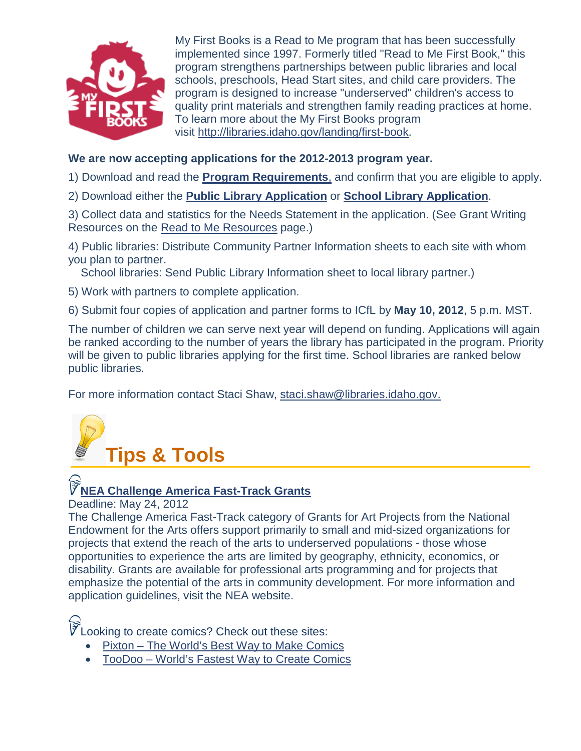My First Books is a Read to Me program that has been successfully implemented since 1997. Formerly titled "Read to Me First Book," this program strengthens partnerships between public libraries and local schools, preschools, Head Start sites, and child care providers. The program is designed to increase "underserved" children's access to quality print materials and strengthen family reading practices at home. To learn more about the My First Books program visit http://libraries.idaho.gov/landing/first-book.

**We are now accepting applications for the 2012-2013 program year.**

1) Download and read the **Program Requirements**, and confirm that you are eligible to apply.

2) Download either the **Public Library Application** or **School Library Application**.

3) Collect data and statistics for the Needs Statement in the application. (See Grant Writing Resources on the Read to Me Resources page.)

4) Public libraries: Distribute Community Partner Information sheets to each site with whom you plan to partner.
School libraries: Send Public Library Information sheet to local library partner.)

5) Work with partners to complete application.

6) Submit four copies of application and partner forms to ICfL by **May 10, 2012**, 5 p.m. MST.

The number of children we can serve next year will depend on funding. Applications will again be ranked according to the number of years the library has participated in the program. Priority will be given to public libraries applying for the first time. School libraries are ranked below public libraries.

For more information contact Staci Shaw, staci.shaw@libraries.idaho.gov.

## Tips & Tools

**NEA Challenge America Fast-Track Grants**
Deadline: May 24, 2012
The Challenge America Fast-Track category of Grants for Art Projects from the National Endowment for the Arts offers support primarily to small and mid-sized organizations for projects that extend the reach of the arts to underserved populations - those whose opportunities to experience the arts are limited by geography, ethnicity, economics, or disability. Grants are available for professional arts programming and for projects that emphasize the potential of the arts in community development. For more information and application guidelines, visit the NEA website.

Looking to create comics? Check out these sites:

- Pixton – The World's Best Way to Make Comics
- TooDoo – World's Fastest Way to Create Comics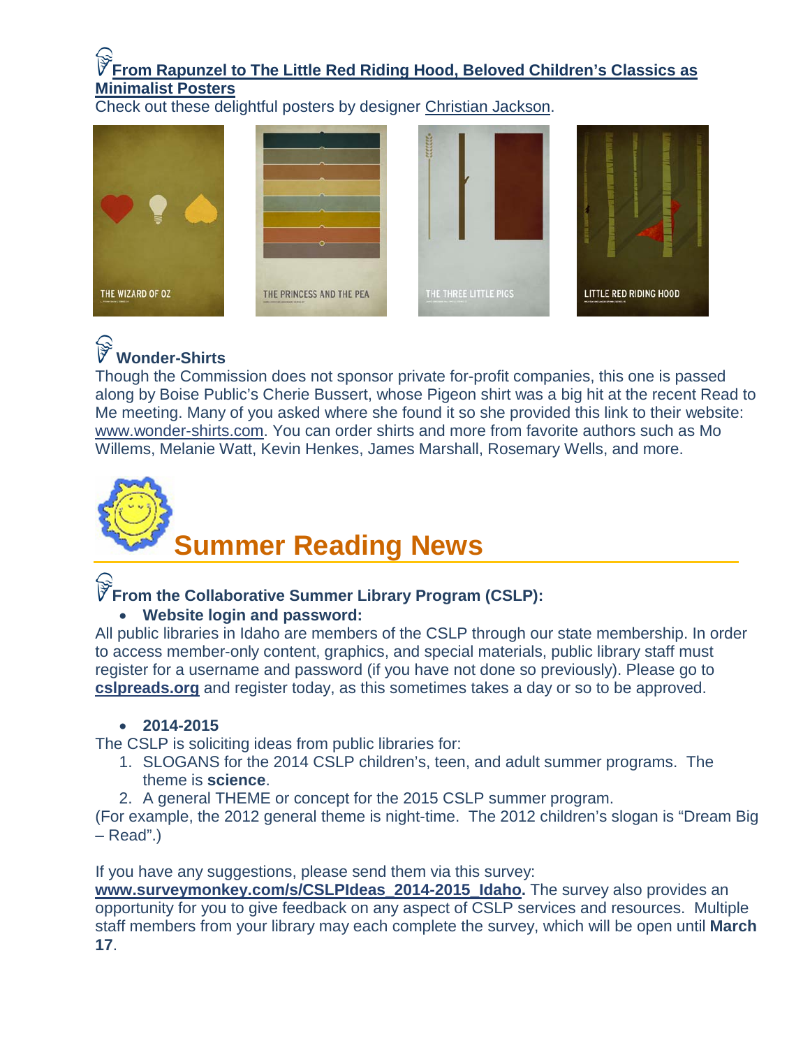### [From Rapunzel to The Little Red Riding Hood, Beloved Children's Classics as Minimalist Posters]

Check out these delightful posters by designer Christian Jackson.

THE WIZARD OF OZ

THE PRINCESS AND THE PEA

THE THREE LITTLE PIGS

LITTLE RED RIDING HOOD

### Wonder-Shirts

Though the Commission does not sponsor private for-profit companies, this one is passed along by Boise Public's Cherie Bussert, whose Pigeon shirt was a big hit at the recent Read to Me meeting. Many of you asked where she found it so she provided this link to their website: www.wonder-shirts.com. You can order shirts and more from favorite authors such as Mo Willems, Melanie Watt, Kevin Henkes, James Marshall, Rosemary Wells, and more.

## Summer Reading News

### From the Collaborative Summer Library Program (CSLP):

- **Website login and password:**

All public libraries in Idaho are members of the CSLP through our state membership. In order to access member-only content, graphics, and special materials, public library staff must register for a username and password (if you have not done so previously). Please go to **cslpreads.org** and register today, as this sometimes takes a day or so to be approved.

- **2014-2015**

The CSLP is soliciting ideas from public libraries for:

1. SLOGANS for the 2014 CSLP children's, teen, and adult summer programs. The theme is **science**.
2. A general THEME or concept for the 2015 CSLP summer program.

(For example, the 2012 general theme is night-time. The 2012 children's slogan is "Dream Big – Read".)

If you have any suggestions, please send them via this survey: **www.surveymonkey.com/s/CSLPIdeas_2014-2015_Idaho.** The survey also provides an opportunity for you to give feedback on any aspect of CSLP services and resources. Multiple staff members from your library may each complete the survey, which will be open until **March 17**.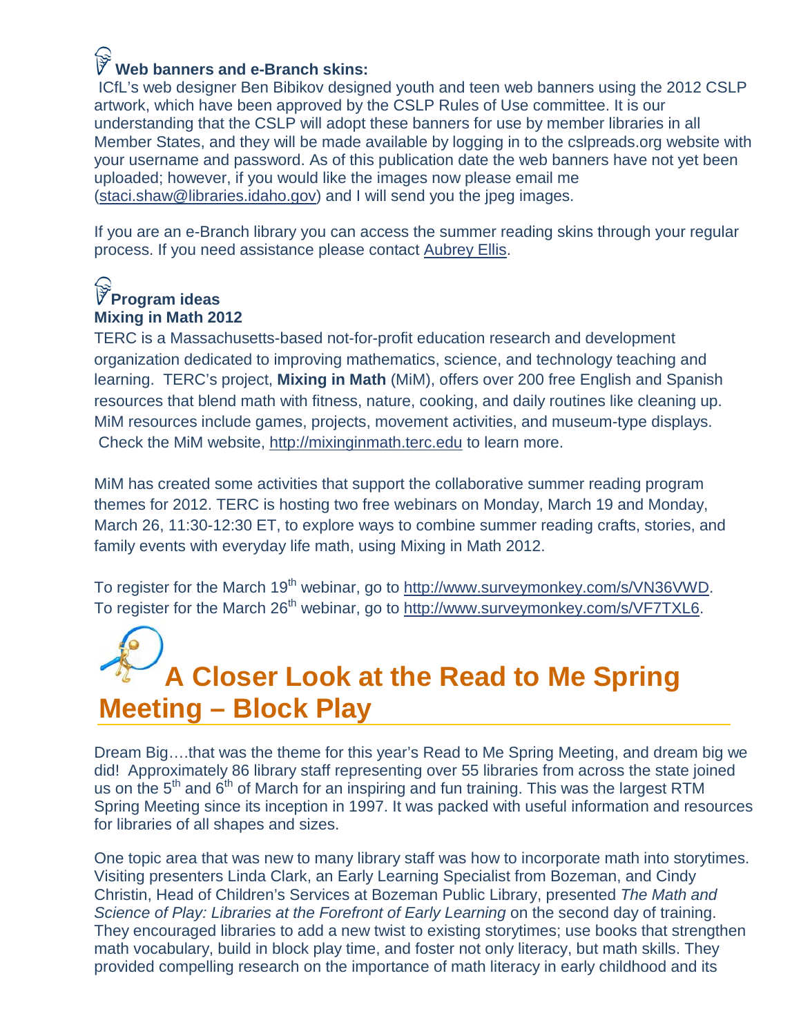### Web banners and e-Branch skins:

ICfL's web designer Ben Bibikov designed youth and teen web banners using the 2012 CSLP artwork, which have been approved by the CSLP Rules of Use committee. It is our understanding that the CSLP will adopt these banners for use by member libraries in all Member States, and they will be made available by logging in to the cslpreads.org website with your username and password. As of this publication date the web banners have not yet been uploaded; however, if you would like the images now please email me (staci.shaw@libraries.idaho.gov) and I will send you the jpeg images.

If you are an e-Branch library you can access the summer reading skins through your regular process. If you need assistance please contact Aubrey Ellis.

### Program ideas

**Mixing in Math 2012**

TERC is a Massachusetts-based not-for-profit education research and development organization dedicated to improving mathematics, science, and technology teaching and learning. TERC's project, **Mixing in Math** (MiM), offers over 200 free English and Spanish resources that blend math with fitness, nature, cooking, and daily routines like cleaning up. MiM resources include games, projects, movement activities, and museum-type displays. Check the MiM website, http://mixinginmath.terc.edu to learn more.

MiM has created some activities that support the collaborative summer reading program themes for 2012. TERC is hosting two free webinars on Monday, March 19 and Monday, March 26, 11:30-12:30 ET, to explore ways to combine summer reading crafts, stories, and family events with everyday life math, using Mixing in Math 2012.

To register for the March 19th webinar, go to http://www.surveymonkey.com/s/VN36VWD.
To register for the March 26th webinar, go to http://www.surveymonkey.com/s/VF7TXL6.

## A Closer Look at the Read to Me Spring Meeting – Block Play

Dream Big….that was the theme for this year's Read to Me Spring Meeting, and dream big we did! Approximately 86 library staff representing over 55 libraries from across the state joined us on the 5th and 6th of March for an inspiring and fun training. This was the largest RTM Spring Meeting since its inception in 1997. It was packed with useful information and resources for libraries of all shapes and sizes.

One topic area that was new to many library staff was how to incorporate math into storytimes. Visiting presenters Linda Clark, an Early Learning Specialist from Bozeman, and Cindy Christin, Head of Children's Services at Bozeman Public Library, presented *The Math and Science of Play: Libraries at the Forefront of Early Learning* on the second day of training. They encouraged libraries to add a new twist to existing storytimes; use books that strengthen math vocabulary, build in block play time, and foster not only literacy, but math skills. They provided compelling research on the importance of math literacy in early childhood and its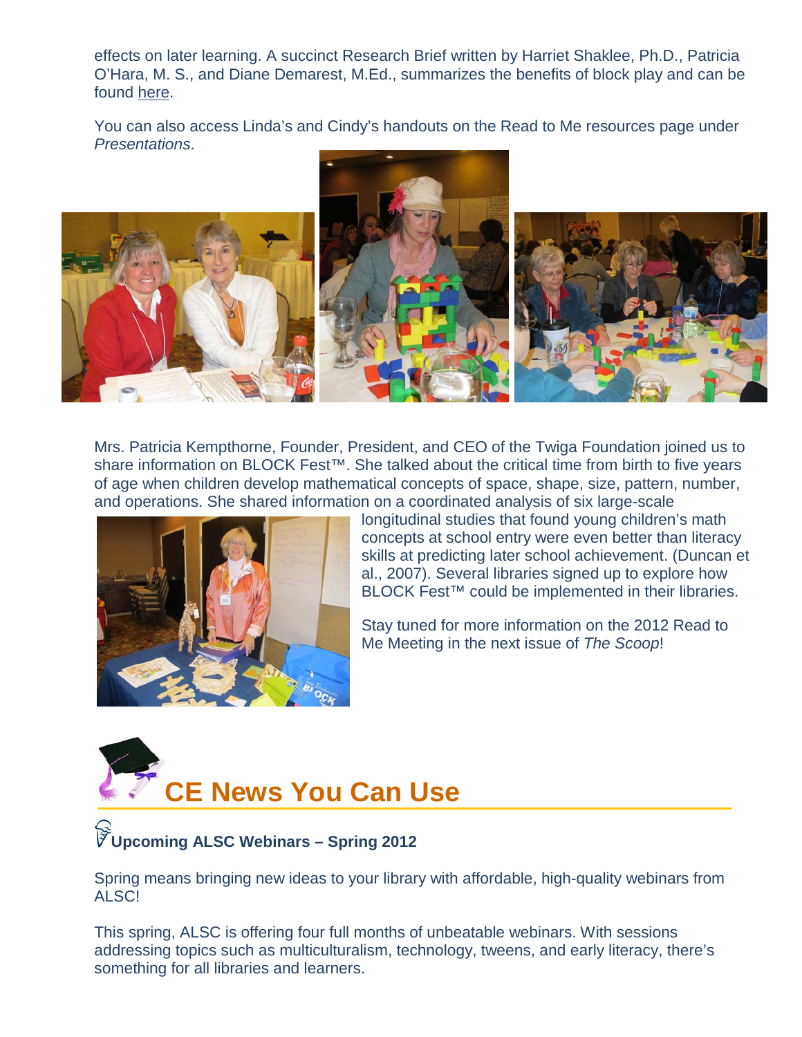effects on later learning. A succinct Research Brief written by Harriet Shaklee, Ph.D., Patricia O'Hara, M. S., and Diane Demarest, M.Ed., summarizes the benefits of block play and can be found here.

You can also access Linda's and Cindy's handouts on the Read to Me resources page under *Presentations*.

Mrs. Patricia Kempthorne, Founder, President, and CEO of the Twiga Foundation joined us to share information on BLOCK Fest™. She talked about the critical time from birth to five years of age when children develop mathematical concepts of space, shape, size, pattern, number, and operations. She shared information on a coordinated analysis of six large-scale longitudinal studies that found young children's math concepts at school entry were even better than literacy skills at predicting later school achievement. (Duncan et al., 2007). Several libraries signed up to explore how BLOCK Fest™ could be implemented in their libraries.

Stay tuned for more information on the 2012 Read to Me Meeting in the next issue of *The Scoop*!

## CE News You Can Use

### Upcoming ALSC Webinars – Spring 2012

Spring means bringing new ideas to your library with affordable, high-quality webinars from ALSC!

This spring, ALSC is offering four full months of unbeatable webinars. With sessions addressing topics such as multiculturalism, technology, tweens, and early literacy, there's something for all libraries and learners.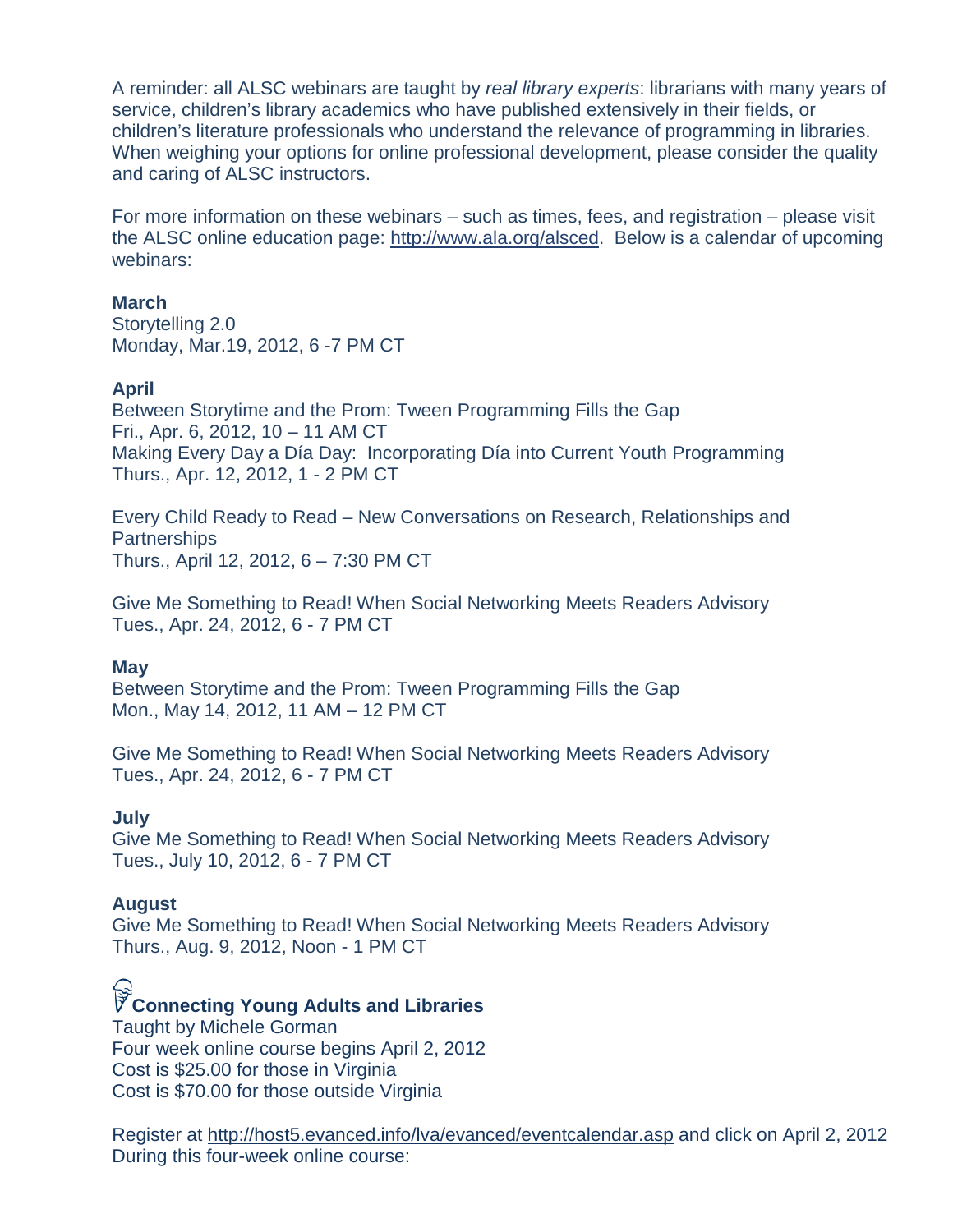A reminder: all ALSC webinars are taught by *real library experts*: librarians with many years of service, children's library academics who have published extensively in their fields, or children's literature professionals who understand the relevance of programming in libraries. When weighing your options for online professional development, please consider the quality and caring of ALSC instructors.

For more information on these webinars – such as times, fees, and registration – please visit the ALSC online education page: http://www.ala.org/alsced. Below is a calendar of upcoming webinars:

**March**
Storytelling 2.0
Monday, Mar.19, 2012, 6 -7 PM CT

**April**
Between Storytime and the Prom: Tween Programming Fills the Gap
Fri., Apr. 6, 2012, 10 – 11 AM CT
Making Every Day a Día Day: Incorporating Día into Current Youth Programming
Thurs., Apr. 12, 2012, 1 - 2 PM CT

Every Child Ready to Read – New Conversations on Research, Relationships and Partnerships
Thurs., April 12, 2012, 6 – 7:30 PM CT

Give Me Something to Read! When Social Networking Meets Readers Advisory
Tues., Apr. 24, 2012, 6 - 7 PM CT

**May**
Between Storytime and the Prom: Tween Programming Fills the Gap
Mon., May 14, 2012, 11 AM – 12 PM CT

Give Me Something to Read! When Social Networking Meets Readers Advisory
Tues., Apr. 24, 2012, 6 - 7 PM CT

**July**
Give Me Something to Read! When Social Networking Meets Readers Advisory
Tues., July 10, 2012, 6 - 7 PM CT

**August**
Give Me Something to Read! When Social Networking Meets Readers Advisory
Thurs., Aug. 9, 2012, Noon - 1 PM CT

**Connecting Young Adults and Libraries**
Taught by Michele Gorman
Four week online course begins April 2, 2012
Cost is $25.00 for those in Virginia
Cost is $70.00 for those outside Virginia

Register at http://host5.evanced.info/lva/evanced/eventcalendar.asp and click on April 2, 2012
During this four-week online course: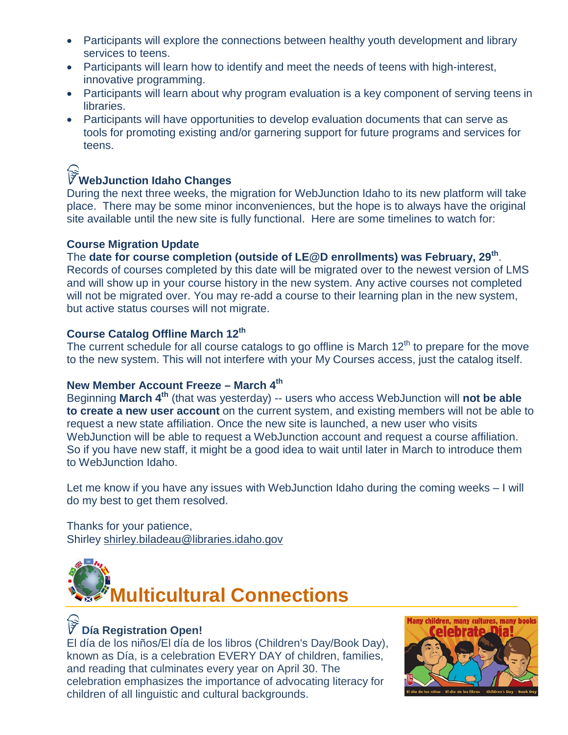- Participants will explore the connections between healthy youth development and library services to teens.
- Participants will learn how to identify and meet the needs of teens with high-interest, innovative programming.
- Participants will learn about why program evaluation is a key component of serving teens in libraries.
- Participants will have opportunities to develop evaluation documents that can serve as tools for promoting existing and/or garnering support for future programs and services for teens.

### WebJunction Idaho Changes

During the next three weeks, the migration for WebJunction Idaho to its new platform will take place. There may be some minor inconveniences, but the hope is to always have the original site available until the new site is fully functional. Here are some timelines to watch for:

**Course Migration Update**

The **date for course completion (outside of LE@D enrollments) was February, 29th**. Records of courses completed by this date will be migrated over to the newest version of LMS and will show up in your course history in the new system. Any active courses not completed will not be migrated over. You may re-add a course to their learning plan in the new system, but active status courses will not migrate.

**Course Catalog Offline March 12th**

The current schedule for all course catalogs to go offline is March 12th to prepare for the move to the new system. This will not interfere with your My Courses access, just the catalog itself.

**New Member Account Freeze – March 4th**

Beginning **March 4th** (that was yesterday) -- users who access WebJunction will **not be able to create a new user account** on the current system, and existing members will not be able to request a new state affiliation. Once the new site is launched, a new user who visits WebJunction will be able to request a WebJunction account and request a course affiliation. So if you have new staff, it might be a good idea to wait until later in March to introduce them to WebJunction Idaho.

Let me know if you have any issues with WebJunction Idaho during the coming weeks – I will do my best to get them resolved.

Thanks for your patience,
Shirley shirley.biladeau@libraries.idaho.gov

## Multicultural Connections

### Día Registration Open!

El día de los niños/El día de los libros (Children's Day/Book Day), known as Día, is a celebration EVERY DAY of children, families, and reading that culminates every year on April 30. The celebration emphasizes the importance of advocating literacy for children of all linguistic and cultural backgrounds.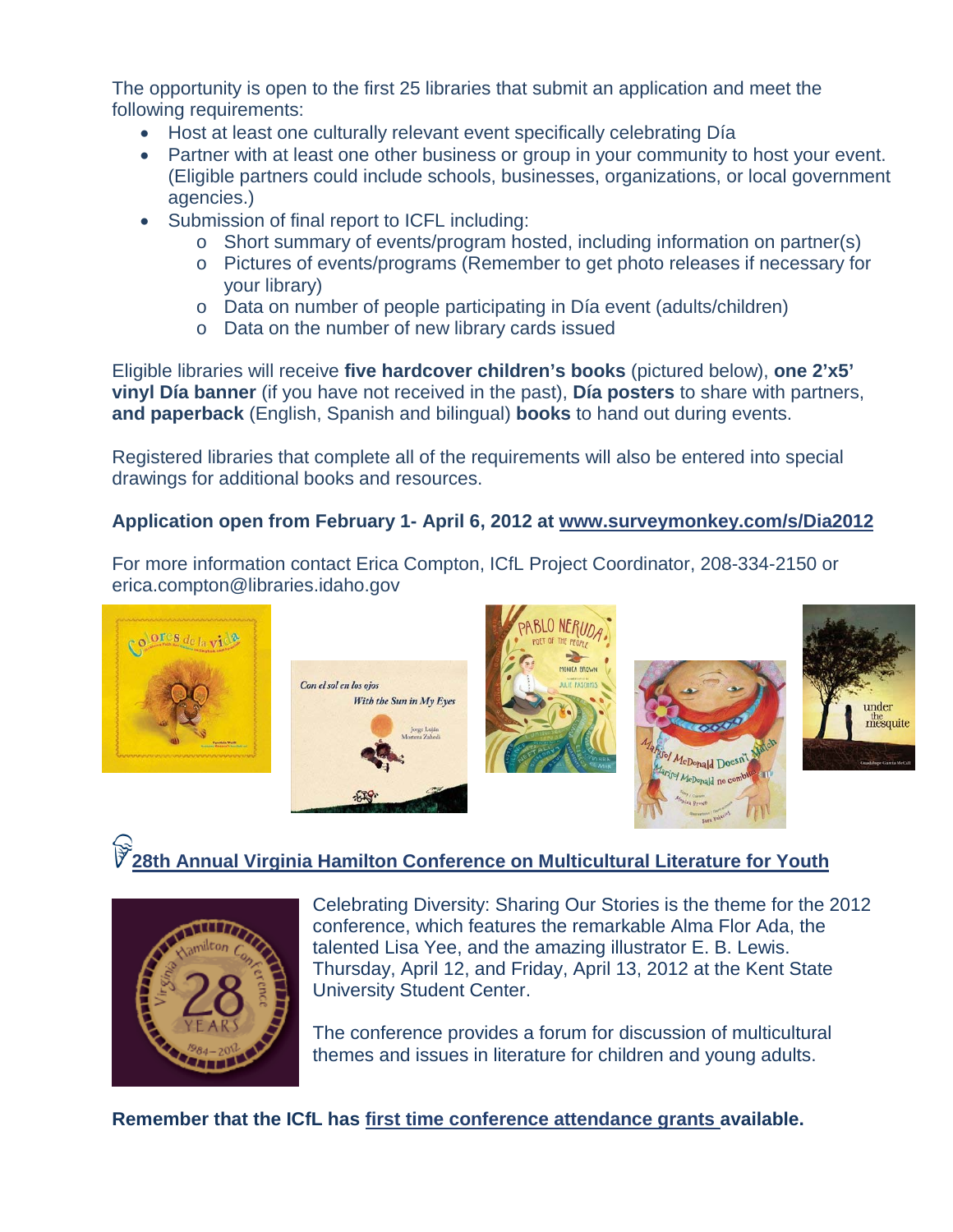The opportunity is open to the first 25 libraries that submit an application and meet the following requirements:

- Host at least one culturally relevant event specifically celebrating Día
- Partner with at least one other business or group in your community to host your event. (Eligible partners could include schools, businesses, organizations, or local government agencies.)
- Submission of final report to ICFL including:
  - Short summary of events/program hosted, including information on partner(s)
  - Pictures of events/programs (Remember to get photo releases if necessary for your library)
  - Data on number of people participating in Día event (adults/children)
  - Data on the number of new library cards issued

Eligible libraries will receive **five hardcover children's books** (pictured below), **one 2'x5' vinyl Día banner** (if you have not received in the past), **Día posters** to share with partners, **and paperback** (English, Spanish and bilingual) **books** to hand out during events.

Registered libraries that complete all of the requirements will also be entered into special drawings for additional books and resources.

**Application open from February 1- April 6, 2012 at www.surveymonkey.com/s/Dia2012**

For more information contact Erica Compton, ICfL Project Coordinator, 208-334-2150 or erica.compton@libraries.idaho.gov

## 28th Annual Virginia Hamilton Conference on Multicultural Literature for Youth

Celebrating Diversity: Sharing Our Stories is the theme for the 2012 conference, which features the remarkable Alma Flor Ada, the talented Lisa Yee, and the amazing illustrator E. B. Lewis. Thursday, April 12, and Friday, April 13, 2012 at the Kent State University Student Center.

The conference provides a forum for discussion of multicultural themes and issues in literature for children and young adults.

**Remember that the ICfL has first time conference attendance grants available.**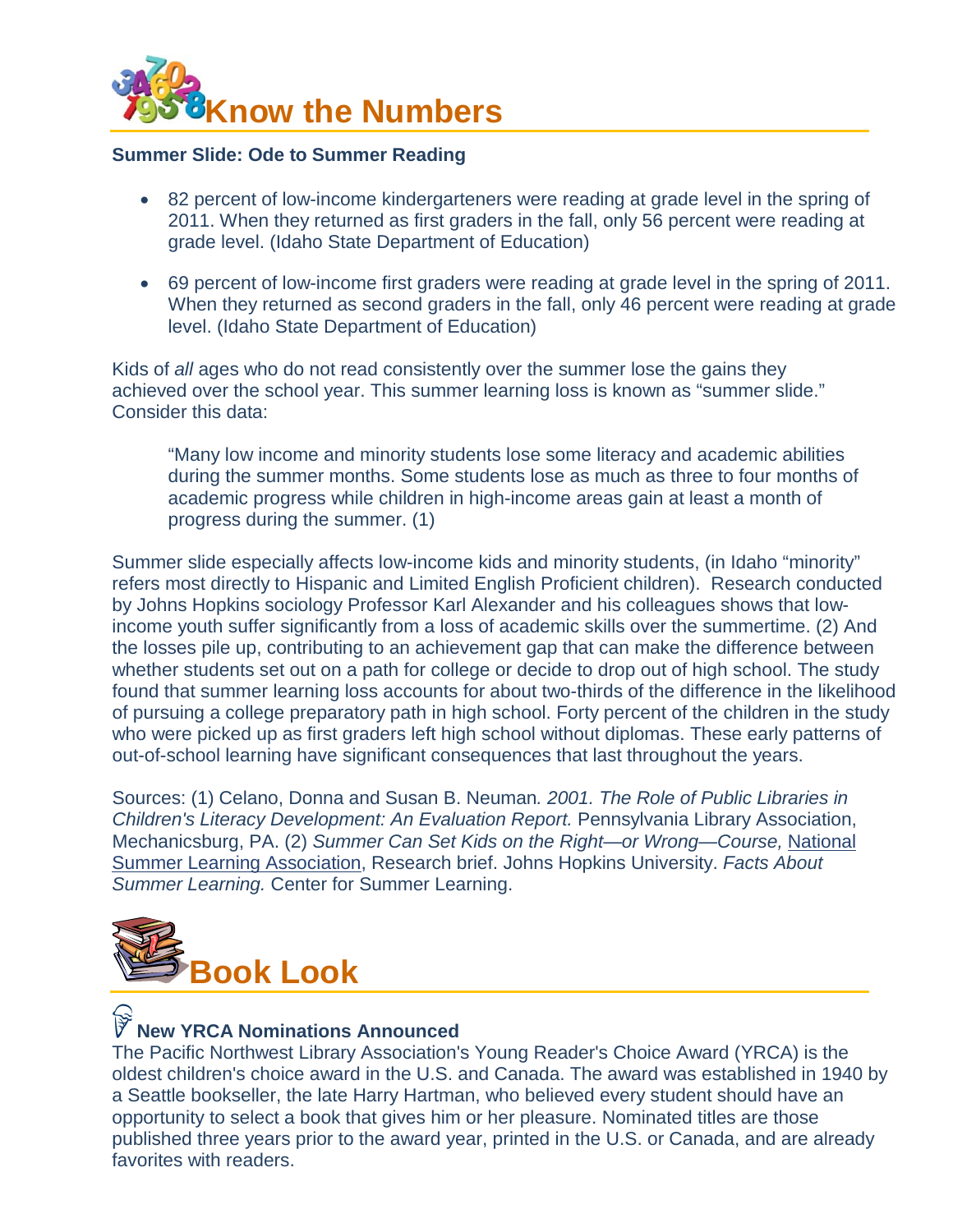# Know the Numbers

**Summer Slide: Ode to Summer Reading**

- 82 percent of low-income kindergarteners were reading at grade level in the spring of 2011. When they returned as first graders in the fall, only 56 percent were reading at grade level. (Idaho State Department of Education)
- 69 percent of low-income first graders were reading at grade level in the spring of 2011. When they returned as second graders in the fall, only 46 percent were reading at grade level. (Idaho State Department of Education)

Kids of *all* ages who do not read consistently over the summer lose the gains they achieved over the school year. This summer learning loss is known as "summer slide." Consider this data:

> "Many low income and minority students lose some literacy and academic abilities during the summer months. Some students lose as much as three to four months of academic progress while children in high-income areas gain at least a month of progress during the summer. (1)

Summer slide especially affects low-income kids and minority students, (in Idaho "minority" refers most directly to Hispanic and Limited English Proficient children). Research conducted by Johns Hopkins sociology Professor Karl Alexander and his colleagues shows that low-income youth suffer significantly from a loss of academic skills over the summertime. (2) And the losses pile up, contributing to an achievement gap that can make the difference between whether students set out on a path for college or decide to drop out of high school. The study found that summer learning loss accounts for about two-thirds of the difference in the likelihood of pursuing a college preparatory path in high school. Forty percent of the children in the study who were picked up as first graders left high school without diplomas. These early patterns of out-of-school learning have significant consequences that last throughout the years.

Sources: (1) Celano, Donna and Susan B. Neuman*. 2001. The Role of Public Libraries in Children's Literacy Development: An Evaluation Report.* Pennsylvania Library Association, Mechanicsburg, PA. (2) *Summer Can Set Kids on the Right—or Wrong—Course,* National Summer Learning Association, Research brief. Johns Hopkins University. *Facts About Summer Learning.* Center for Summer Learning.

# Book Look

### New YRCA Nominations Announced

The Pacific Northwest Library Association's Young Reader's Choice Award (YRCA) is the oldest children's choice award in the U.S. and Canada. The award was established in 1940 by a Seattle bookseller, the late Harry Hartman, who believed every student should have an opportunity to select a book that gives him or her pleasure. Nominated titles are those published three years prior to the award year, printed in the U.S. or Canada, and are already favorites with readers.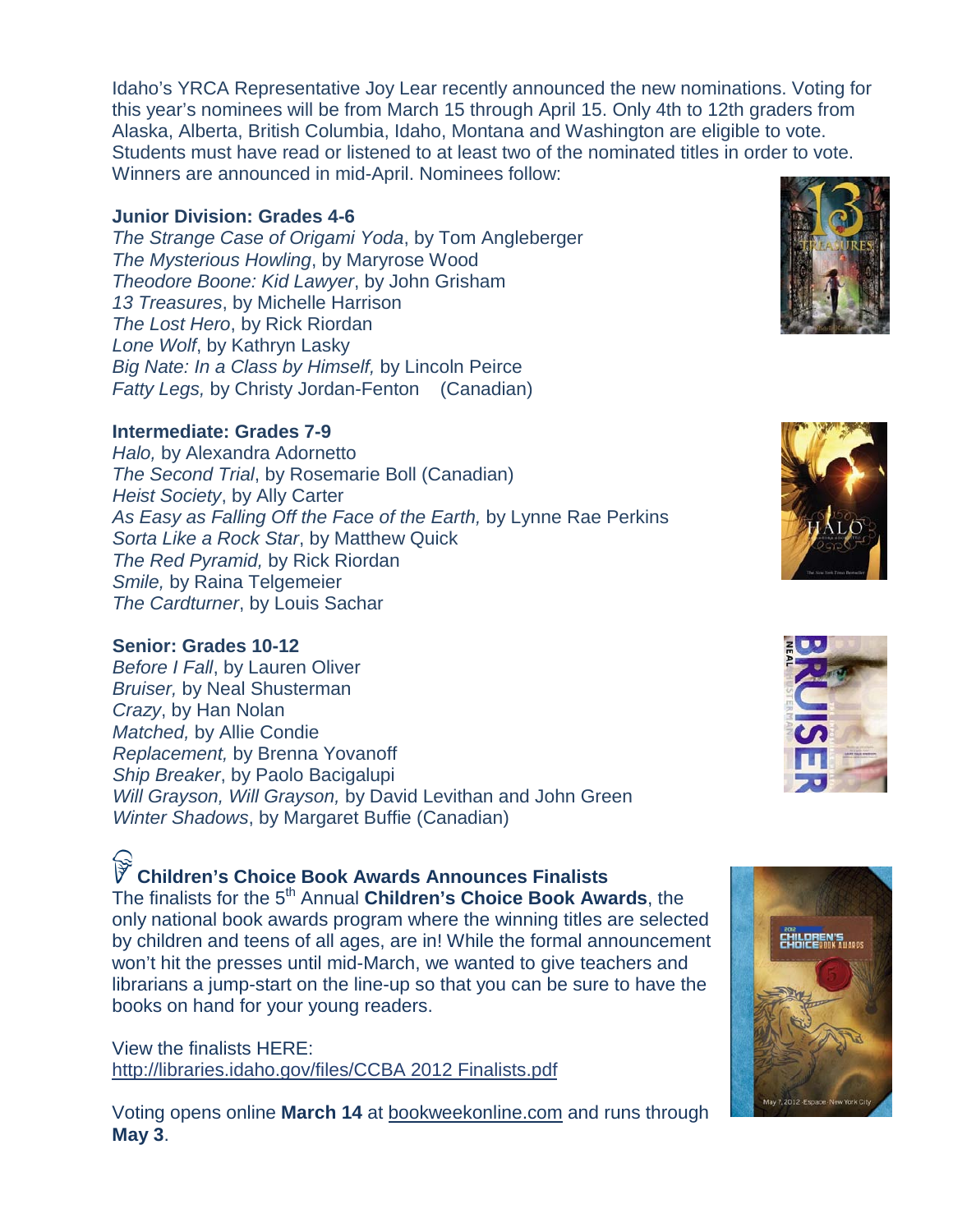Idaho's YRCA Representative Joy Lear recently announced the new nominations. Voting for this year's nominees will be from March 15 through April 15. Only 4th to 12th graders from Alaska, Alberta, British Columbia, Idaho, Montana and Washington are eligible to vote. Students must have read or listened to at least two of the nominated titles in order to vote. Winners are announced in mid-April. Nominees follow:

**Junior Division: Grades 4-6**

*The Strange Case of Origami Yoda*, by Tom Angleberger
*The Mysterious Howling*, by Maryrose Wood
*Theodore Boone: Kid Lawyer*, by John Grisham
*13 Treasures*, by Michelle Harrison
*The Lost Hero*, by Rick Riordan
*Lone Wolf*, by Kathryn Lasky
*Big Nate: In a Class by Himself,* by Lincoln Peirce
*Fatty Legs,* by Christy Jordan-Fenton (Canadian)

**Intermediate: Grades 7-9**

*Halo,* by Alexandra Adornetto
*The Second Trial*, by Rosemarie Boll (Canadian)
*Heist Society*, by Ally Carter
*As Easy as Falling Off the Face of the Earth,* by Lynne Rae Perkins
*Sorta Like a Rock Star*, by Matthew Quick
*The Red Pyramid,* by Rick Riordan
*Smile,* by Raina Telgemeier
*The Cardturner*, by Louis Sachar

**Senior: Grades 10-12**

*Before I Fall*, by Lauren Oliver
*Bruiser,* by Neal Shusterman
*Crazy*, by Han Nolan
*Matched,* by Allie Condie
*Replacement,* by Brenna Yovanoff
*Ship Breaker*, by Paolo Bacigalupi
*Will Grayson, Will Grayson,* by David Levithan and John Green
*Winter Shadows*, by Margaret Buffie (Canadian)

### Children's Choice Book Awards Announces Finalists

The finalists for the 5th Annual **Children's Choice Book Awards**, the only national book awards program where the winning titles are selected by children and teens of all ages, are in! While the formal announcement won't hit the presses until mid-March, we wanted to give teachers and librarians a jump-start on the line-up so that you can be sure to have the books on hand for your young readers.

View the finalists HERE:
http://libraries.idaho.gov/files/CCBA 2012 Finalists.pdf

Voting opens online **March 14** at bookweekonline.com and runs through **May 3**.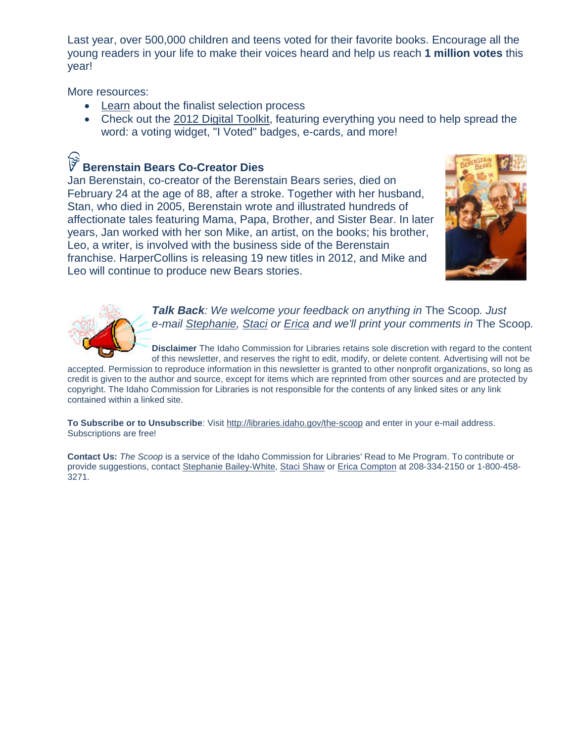Last year, over 500,000 children and teens voted for their favorite books. Encourage all the young readers in your life to make their voices heard and help us reach **1 million votes** this year!

More resources:

- Learn about the finalist selection process
- Check out the 2012 Digital Toolkit, featuring everything you need to help spread the word: a voting widget, "I Voted" badges, e-cards, and more!

### Berenstain Bears Co-Creator Dies

Jan Berenstain, co-creator of the Berenstain Bears series, died on February 24 at the age of 88, after a stroke. Together with her husband, Stan, who died in 2005, Berenstain wrote and illustrated hundreds of affectionate tales featuring Mama, Papa, Brother, and Sister Bear. In later years, Jan worked with her son Mike, an artist, on the books; his brother, Leo, a writer, is involved with the business side of the Berenstain franchise. HarperCollins is releasing 19 new titles in 2012, and Mike and Leo will continue to produce new Bears stories.

***Talk Back**: We welcome your feedback on anything in* The Scoop*. Just e-mail Stephanie, Staci or Erica and we'll print your comments in* The Scoop*.*

**Disclaimer** The Idaho Commission for Libraries retains sole discretion with regard to the content of this newsletter, and reserves the right to edit, modify, or delete content. Advertising will not be accepted. Permission to reproduce information in this newsletter is granted to other nonprofit organizations, so long as credit is given to the author and source, except for items which are reprinted from other sources and are protected by copyright. The Idaho Commission for Libraries is not responsible for the contents of any linked sites or any link contained within a linked site.

**To Subscribe or to Unsubscribe**: Visit http://libraries.idaho.gov/the-scoop and enter in your e-mail address. Subscriptions are free!

**Contact Us:** *The Scoop* is a service of the Idaho Commission for Libraries' Read to Me Program. To contribute or provide suggestions, contact Stephanie Bailey-White, Staci Shaw or Erica Compton at 208-334-2150 or 1-800-458-3271.